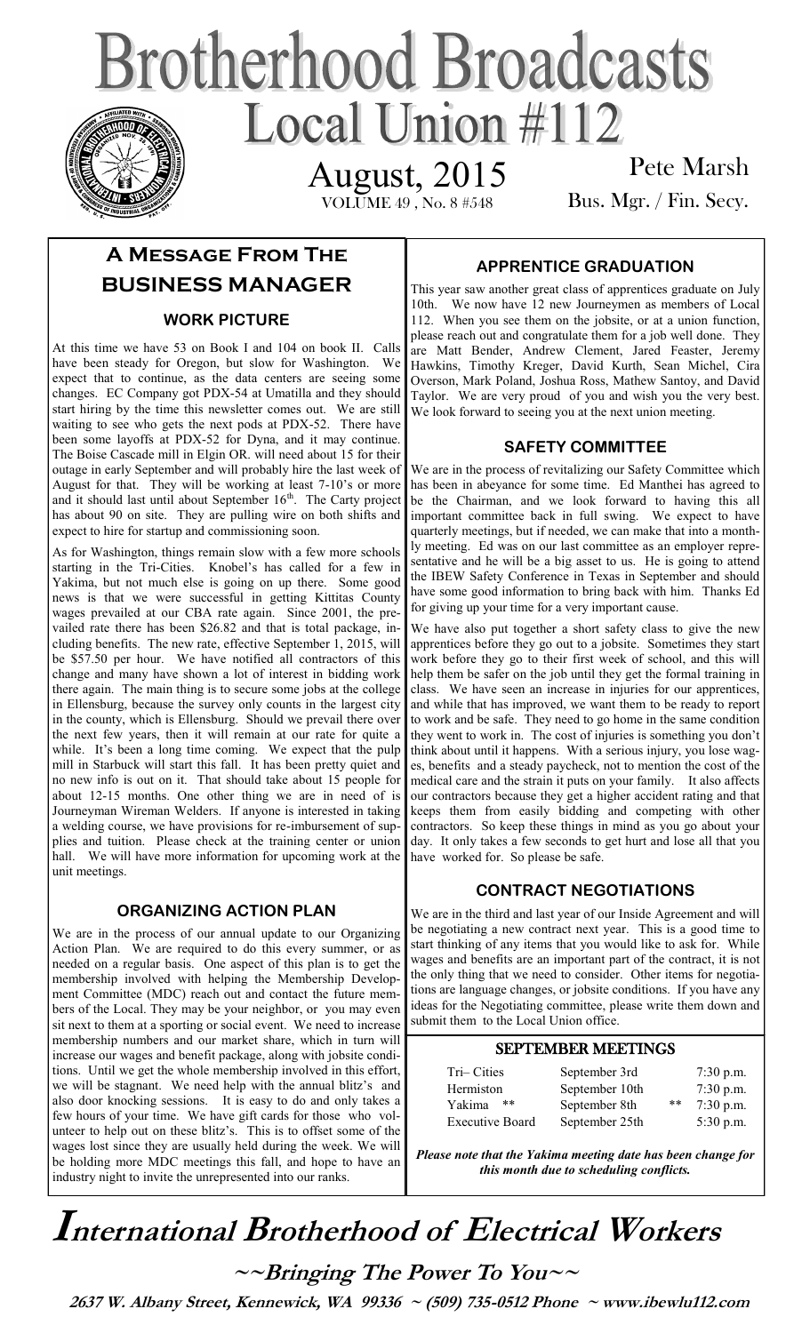# Brotherhood Broadcasts

## Local Union #112

August, 2015
VOLUME 49 , No. 8 #548

Pete Marsh
Bus. Mgr. / Fin. Secy.

## A Message From The Business Manager

### WORK PICTURE

At this time we have 53 on Book I and 104 on book II. Calls have been steady for Oregon, but slow for Washington. We expect that to continue, as the data centers are seeing some changes. EC Company got PDX-54 at Umatilla and they should start hiring by the time this newsletter comes out. We are still waiting to see who gets the next pods at PDX-52. There have been some layoffs at PDX-52 for Dyna, and it may continue. The Boise Cascade mill in Elgin OR. will need about 15 for their outage in early September and will probably hire the last week of August for that. They will be working at least 7-10's or more and it should last until about September 16th. The Carty project has about 90 on site. They are pulling wire on both shifts and expect to hire for startup and commissioning soon.

As for Washington, things remain slow with a few more schools starting in the Tri-Cities. Knobel's has called for a few in Yakima, but not much else is going on up there. Some good news is that we were successful in getting Kittitas County wages prevailed at our CBA rate again. Since 2001, the prevailed rate there has been $26.82 and that is total package, including benefits. The new rate, effective September 1, 2015, will be $57.50 per hour. We have notified all contractors of this change and many have shown a lot of interest in bidding work there again. The main thing is to secure some jobs at the college in Ellensburg, because the survey only counts in the largest city in the county, which is Ellensburg. Should we prevail there over the next few years, then it will remain at our rate for quite a while. It's been a long time coming. We expect that the pulp mill in Starbuck will start this fall. It has been pretty quiet and no new info is out on it. That should take about 15 people for about 12-15 months. One other thing we are in need of is Journeyman Wireman Welders. If anyone is interested in taking a welding course, we have provisions for re-imbursement of supplies and tuition. Please check at the training center or union hall. We will have more information for upcoming work at the unit meetings.

### ORGANIZING ACTION PLAN

We are in the process of our annual update to our Organizing Action Plan. We are required to do this every summer, or as needed on a regular basis. One aspect of this plan is to get the membership involved with helping the Membership Development Committee (MDC) reach out and contact the future members of the Local. They may be your neighbor, or you may even sit next to them at a sporting or social event. We need to increase membership numbers and our market share, which in turn will increase our wages and benefit package, along with jobsite conditions. Until we get the whole membership involved in this effort, we will be stagnant. We need help with the annual blitz's and also door knocking sessions. It is easy to do and only takes a few hours of your time. We have gift cards for those who volunteer to help out on these blitz's. This is to offset some of the wages lost since they are usually held during the week. We will be holding more MDC meetings this fall, and hope to have an industry night to invite the unrepresented into our ranks.

### APPRENTICE GRADUATION

This year saw another great class of apprentices graduate on July 10th. We now have 12 new Journeymen as members of Local 112. When you see them on the jobsite, or at a union function, please reach out and congratulate them for a job well done. They are Matt Bender, Andrew Clement, Jared Feaster, Jeremy Hawkins, Timothy Kreger, David Kurth, Sean Michel, Cira Overson, Mark Poland, Joshua Ross, Mathew Santoy, and David Taylor. We are very proud of you and wish you the very best. We look forward to seeing you at the next union meeting.

### SAFETY COMMITTEE

We are in the process of revitalizing our Safety Committee which has been in abeyance for some time. Ed Manthei has agreed to be the Chairman, and we look forward to having this all important committee back in full swing. We expect to have quarterly meetings, but if needed, we can make that into a monthly meeting. Ed was on our last committee as an employer representative and he will be a big asset to us. He is going to attend the IBEW Safety Conference in Texas in September and should have some good information to bring back with him. Thanks Ed for giving up your time for a very important cause.

We have also put together a short safety class to give the new apprentices before they go out to a jobsite. Sometimes they start work before they go to their first week of school, and this will help them be safer on the job until they get the formal training in class. We have seen an increase in injuries for our apprentices, and while that has improved, we want them to be ready to report to work and be safe. They need to go home in the same condition they went to work in. The cost of injuries is something you don't think about until it happens. With a serious injury, you lose wages, benefits and a steady paycheck, not to mention the cost of the medical care and the strain it puts on your family. It also affects our contractors because they get a higher accident rating and that keeps them from easily bidding and competing with other contractors. So keep these things in mind as you go about your day. It only takes a few seconds to get hurt and lose all that you have worked for. So please be safe.

### CONTRACT NEGOTIATIONS

We are in the third and last year of our Inside Agreement and will be negotiating a new contract next year. This is a good time to start thinking of any items that you would like to ask for. While wages and benefits are an important part of the contract, it is not the only thing that we need to consider. Other items for negotiations are language changes, or jobsite conditions. If you have any ideas for the Negotiating committee, please write them down and submit them to the Local Union office.

### SEPTEMBER MEETINGS

| | | | |
|---|---|---|---|
| Tri– Cities | September 3rd | | 7:30 p.m. |
| Hermiston | September 10th | | 7:30 p.m. |
| Yakima ** | September 8th | ** | 7:30 p.m. |
| Executive Board | September 25th | | 5:30 p.m. |

*Please note that the Yakima meeting date has been change for this month due to scheduling conflicts.*

# International Brotherhood of Electrical Workers

**~~Bringing The Power To You~~**

**2637 W. Albany Street, Kennewick, WA 99336 ~ (509) 735-0512 Phone ~ www.ibewlu112.com**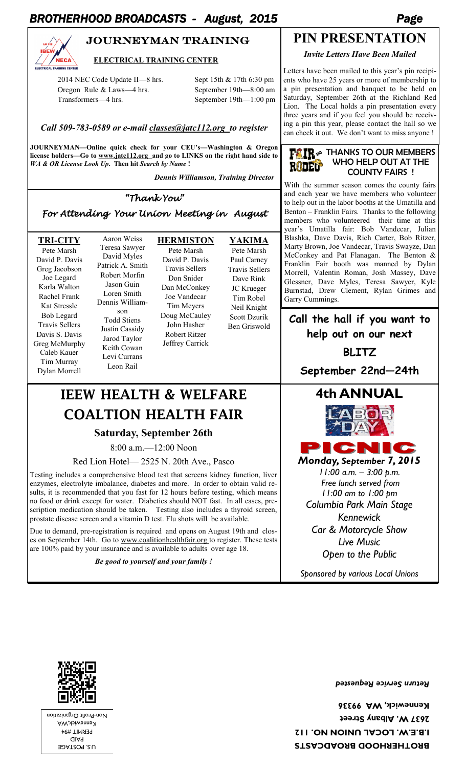## JOURNEYMAN TRAINING

### ELECTRICAL TRAINING CENTER

| | |
|---|---|
| 2014 NEC Code Update II—8 hrs. | Sept 15th & 17th 6:30 pm |
| Oregon Rule & Laws—4 hrs. | September 19th—8:00 am |
| Transformers—4 hrs. | September 19th—1:00 pm |

*Call 509-783-0589 or e-mail classes@jatc112.org to register*

**JOURNEYMAN—Online quick check for your CEU's—Washington & Oregon license holders—Go to www.jatc112.org and go to LINKS on the right hand side to *WA & OR License Look Up*. Then hit *Search by Name* !**

*Dennis Williamson, Training Director*

## *"Thank You"*

## *For Attending Your Union Meeting in August*

**TRI-CITY**

Pete Marsh
David P. Davis
Greg Jacobson
Joe Legard
Karla Walton
Rachel Frank
Kat Stressle
Bob Legard
Travis Sellers
Davis S. Davis
Greg McMurphy
Caleb Kauer
Tim Murray
Dylan Morrell
Aaron Weiss
Teresa Sawyer
David Myles
Patrick A. Smith
Robert Morfin
Jason Guin
Loren Smith
Dennis Williamson
Todd Stiens
Justin Cassidy
Jarod Taylor
Keith Cowan
Levi Currans
Leon Rail

**HERMISTON**

Pete Marsh
David P. Davis
Travis Sellers
Don Snider
Dan McConkey
Joe Vandecar
Tim Meyers
Doug McCauley
John Hasher
Robert Ritzer
Jeffrey Carrick

**YAKIMA**

Pete Marsh
Paul Carney
Travis Sellers
Dave Rink
JC Krueger
Tim Robel
Neil Knight
Scott Dzurik
Ben Griswold

# IEEW HEALTH & WELFARE COALTION HEALTH FAIR

**Saturday, September 26th**

8:00 a.m.—12:00 Noon

Red Lion Hotel— 2525 N. 20th Ave., Pasco

Testing includes a comprehensive blood test that screens kidney function, liver enzymes, electrolyte imbalance, diabetes and more. In order to obtain valid results, it is recommended that you fast for 12 hours before testing, which means no food or drink except for water. Diabetics should NOT fast. In all cases, prescription medication should be taken. Testing also includes a thyroid screen, prostate disease screen and a vitamin D test. Flu shots will be available.

Due to demand, pre-registration is required and opens on August 19th and closes on September 14th. Go to www.coalitionhealthfair.org to register. These tests are 100% paid by your insurance and is available to adults over age 18.

***Be good to yourself and your family !***

# PIN PRESENTATION

***Invite Letters Have Been Mailed***

Letters have been mailed to this year's pin recipients who have 25 years or more of membership to a pin presentation and banquet to be held on Saturday, September 26th at the Richland Red Lion. The Local holds a pin presentation every three years and if you feel you should be receiving a pin this year, please contact the hall so we can check it out. We don't want to miss anyone !

### THANKS TO OUR MEMBERS WHO HELP OUT AT THE COUNTY FAIRS !

With the summer season comes the county fairs and each year we have members who volunteer to help out in the labor booths at the Umatilla and Benton – Franklin Fairs. Thanks to the following members who volunteered their time at this year's Umatilla fair: Bob Vandecar, Julian Blashka, Dave Davis, Rich Carter, Bob Ritzer, Marty Brown, Joe Vandecar, Travis Swayze, Dan McConkey and Pat Flanagan. The Benton & Franklin Fair booth was manned by Dylan Morrell, Valentin Roman, Josh Massey, Dave Glessner, Dave Myles, Teresa Sawyer, Kyle Burnstad, Drew Clement, Rylan Grimes and Garry Cummings.

**Call the hall if you want to help out on our next**

**BLITZ**

**September 22nd—24th**

# 4th ANNUAL

# LABOR DAY PICNIC

***Monday, September 7, 2015***

*11:00 a.m. – 3:00 p.m.*
*Free lunch served from 11:00 am to 1:00 pm*
*Columbia Park Main Stage*
*Kennewick*
*Car & Motorcycle Show*
*Live Music*
*Open to the Public*

*Sponsored by various Local Unions*

**BROTHERHOOD BROADCASTS**
**I.B.E.W. LOCAL UNION NO. 112**
**2637 W. Albany Street**
**Kennewick, WA 99336**

***Return Service Requested***

U.S. POSTAGE
PAID
PERMIT #94
Kennewick,WA
Non-Profit Organization